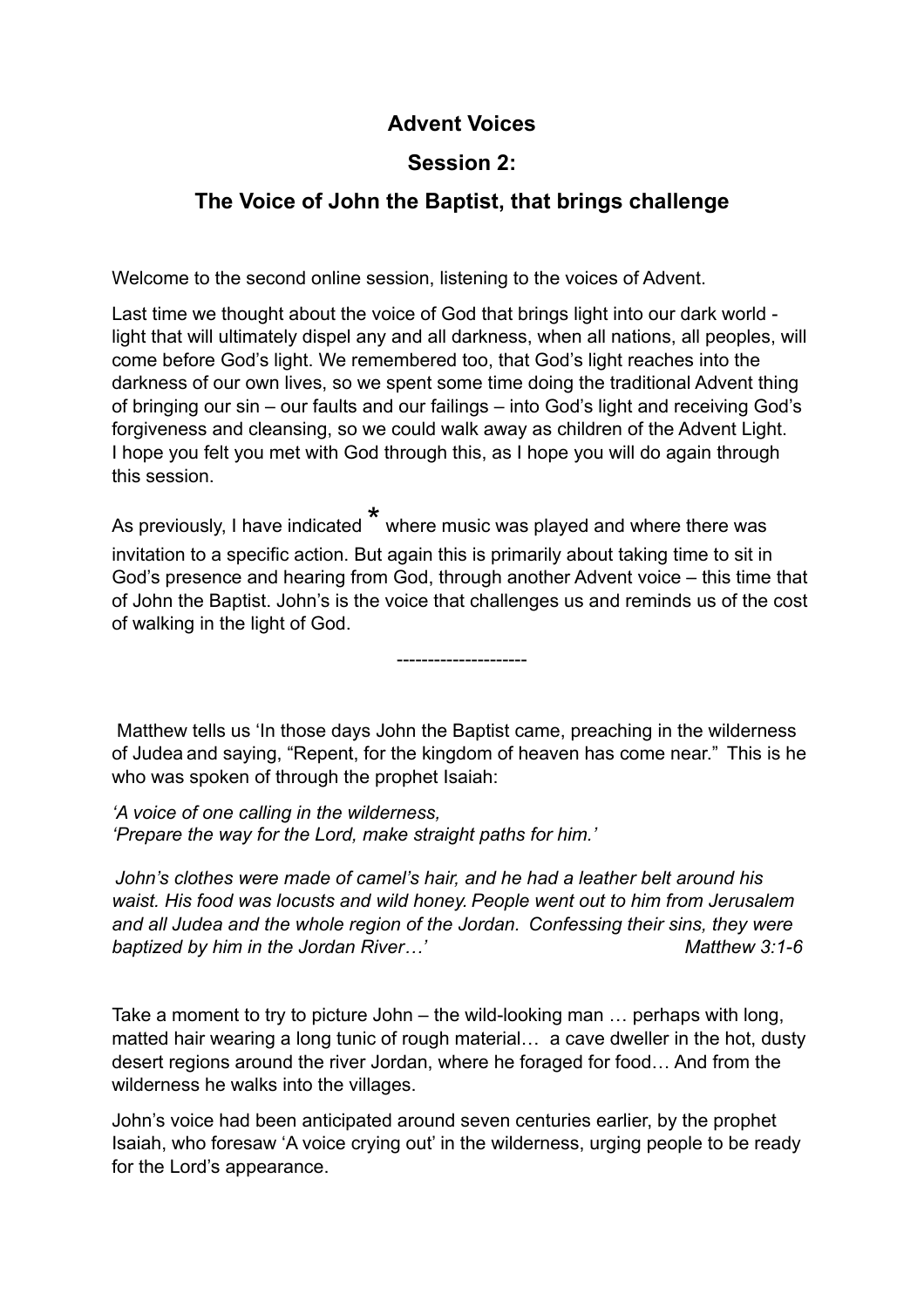# Advent Voices

## Session 2:

## The Voice of John the Baptist, that brings challenge

Welcome to the second online session, listening to the voices of Advent.

Last time we thought about the voice of God that brings light into our dark world - light that will ultimately dispel any and all darkness, when all nations, all peoples, will come before God's light. We remembered too, that God's light reaches into the darkness of our own lives, so we spent some time doing the traditional Advent thing of bringing our sin – our faults and our failings – into God's light and receiving God's forgiveness and cleansing, so we could walk away as children of the Advent Light. I hope you felt you met with God through this, as I hope you will do again through this session.

As previously, I have indicated * where music was played and where there was invitation to a specific action. But again this is primarily about taking time to sit in God's presence and hearing from God, through another Advent voice – this time that of John the Baptist. John's is the voice that challenges us and reminds us of the cost of walking in the light of God.

---------------------

Matthew tells us 'In those days John the Baptist came, preaching in the wilderness of Judea and saying, "Repent, for the kingdom of heaven has come near." This is he who was spoken of through the prophet Isaiah:

*'A voice of one calling in the wilderness,*
*'Prepare the way for the Lord, make straight paths for him.'*

*John's clothes were made of camel's hair, and he had a leather belt around his waist. His food was locusts and wild honey. People went out to him from Jerusalem and all Judea and the whole region of the Jordan. Confessing their sins, they were baptized by him in the Jordan River…'* *Matthew 3:1-6*

Take a moment to try to picture John – the wild-looking man … perhaps with long, matted hair wearing a long tunic of rough material… a cave dweller in the hot, dusty desert regions around the river Jordan, where he foraged for food… And from the wilderness he walks into the villages.

John's voice had been anticipated around seven centuries earlier, by the prophet Isaiah, who foresaw 'A voice crying out' in the wilderness, urging people to be ready for the Lord's appearance.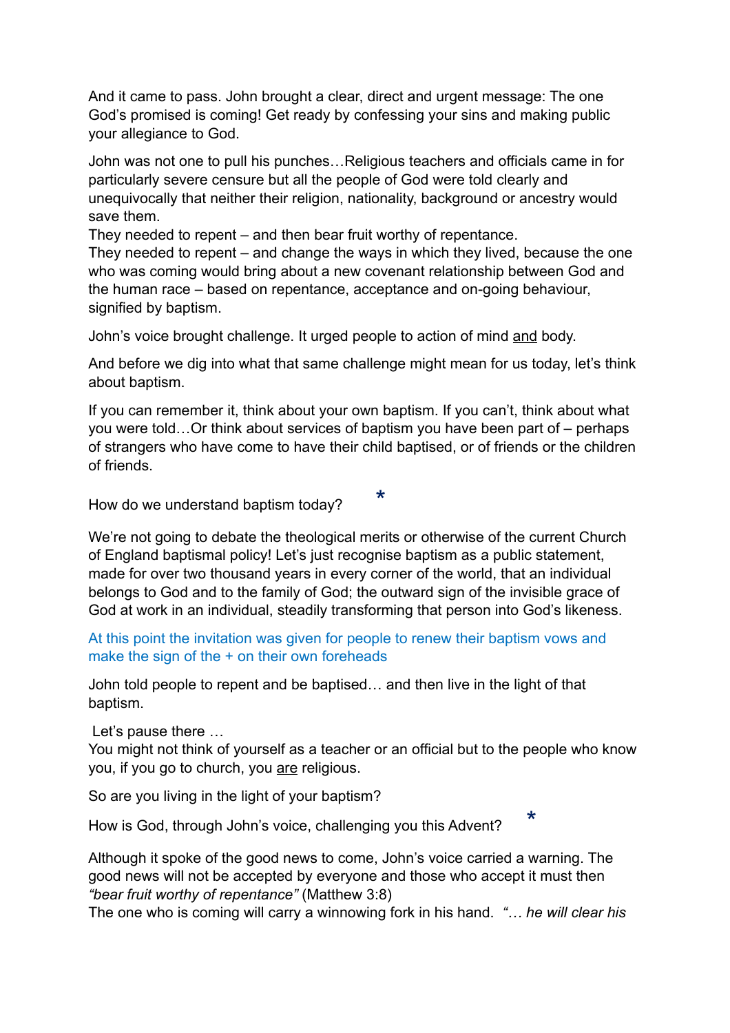And it came to pass. John brought a clear, direct and urgent message: The one God's promised is coming! Get ready by confessing your sins and making public your allegiance to God.

John was not one to pull his punches…Religious teachers and officials came in for particularly severe censure but all the people of God were told clearly and unequivocally that neither their religion, nationality, background or ancestry would save them.
They needed to repent – and then bear fruit worthy of repentance.
They needed to repent – and change the ways in which they lived, because the one who was coming would bring about a new covenant relationship between God and the human race – based on repentance, acceptance and on-going behaviour, signified by baptism.

John's voice brought challenge. It urged people to action of mind <u>and</u> body.

And before we dig into what that same challenge might mean for us today, let's think about baptism.

If you can remember it, think about your own baptism. If you can't, think about what you were told…Or think about services of baptism you have been part of – perhaps of strangers who have come to have their child baptised, or of friends or the children of friends.

How do we understand baptism today? *

We're not going to debate the theological merits or otherwise of the current Church of England baptismal policy! Let's just recognise baptism as a public statement, made for over two thousand years in every corner of the world, that an individual belongs to God and to the family of God; the outward sign of the invisible grace of God at work in an individual, steadily transforming that person into God's likeness.

At this point the invitation was given for people to renew their baptism vows and make the sign of the + on their own foreheads

John told people to repent and be baptised… and then live in the light of that baptism.

Let's pause there …
You might not think of yourself as a teacher or an official but to the people who know you, if you go to church, you <u>are</u> religious.

So are you living in the light of your baptism?

How is God, through John's voice, challenging you this Advent? *

Although it spoke of the good news to come, John's voice carried a warning. The good news will not be accepted by everyone and those who accept it must then *"bear fruit worthy of repentance"* (Matthew 3:8)
The one who is coming will carry a winnowing fork in his hand. *"… he will clear his*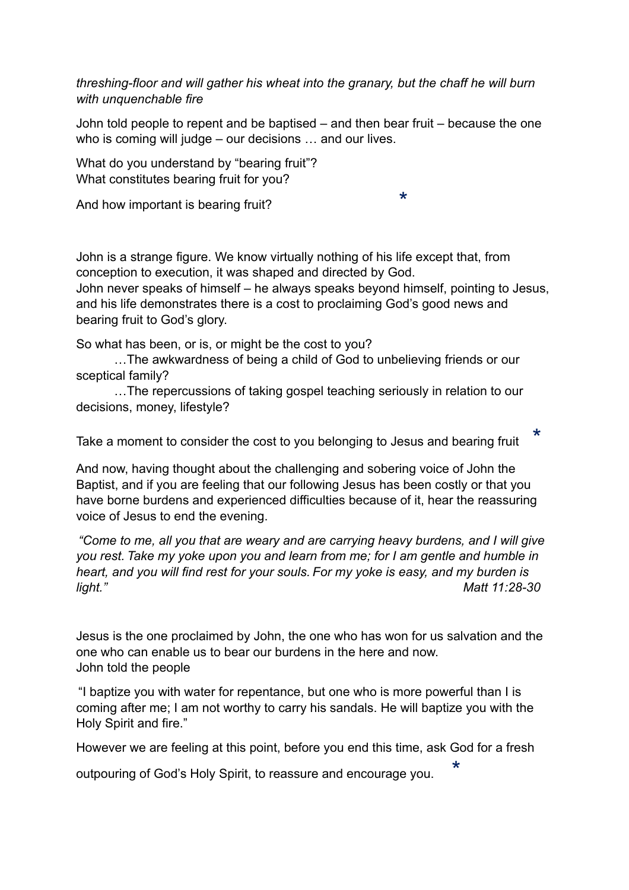*threshing-floor and will gather his wheat into the granary, but the chaff he will burn with unquenchable fire*

John told people to repent and be baptised – and then bear fruit – because the one who is coming will judge – our decisions … and our lives.

What do you understand by "bearing fruit"?
What constitutes bearing fruit for you?

And how important is bearing fruit?

*

John is a strange figure. We know virtually nothing of his life except that, from conception to execution, it was shaped and directed by God.
John never speaks of himself – he always speaks beyond himself, pointing to Jesus, and his life demonstrates there is a cost to proclaiming God's good news and bearing fruit to God's glory.

So what has been, or is, or might be the cost to you?

…The awkwardness of being a child of God to unbelieving friends or our sceptical family?

…The repercussions of taking gospel teaching seriously in relation to our decisions, money, lifestyle?

Take a moment to consider the cost to you belonging to Jesus and bearing fruit *

And now, having thought about the challenging and sobering voice of John the Baptist, and if you are feeling that our following Jesus has been costly or that you have borne burdens and experienced difficulties because of it, hear the reassuring voice of Jesus to end the evening.

*"Come to me, all you that are weary and are carrying heavy burdens, and I will give you rest. Take my yoke upon you and learn from me; for I am gentle and humble in heart, and you will find rest for your souls. For my yoke is easy, and my burden is light."* *Matt 11:28-30*

Jesus is the one proclaimed by John, the one who has won for us salvation and the one who can enable us to bear our burdens in the here and now.
John told the people

"I baptize you with water for repentance, but one who is more powerful than I is coming after me; I am not worthy to carry his sandals. He will baptize you with the Holy Spirit and fire."

However we are feeling at this point, before you end this time, ask God for a fresh outpouring of God's Holy Spirit, to reassure and encourage you. *